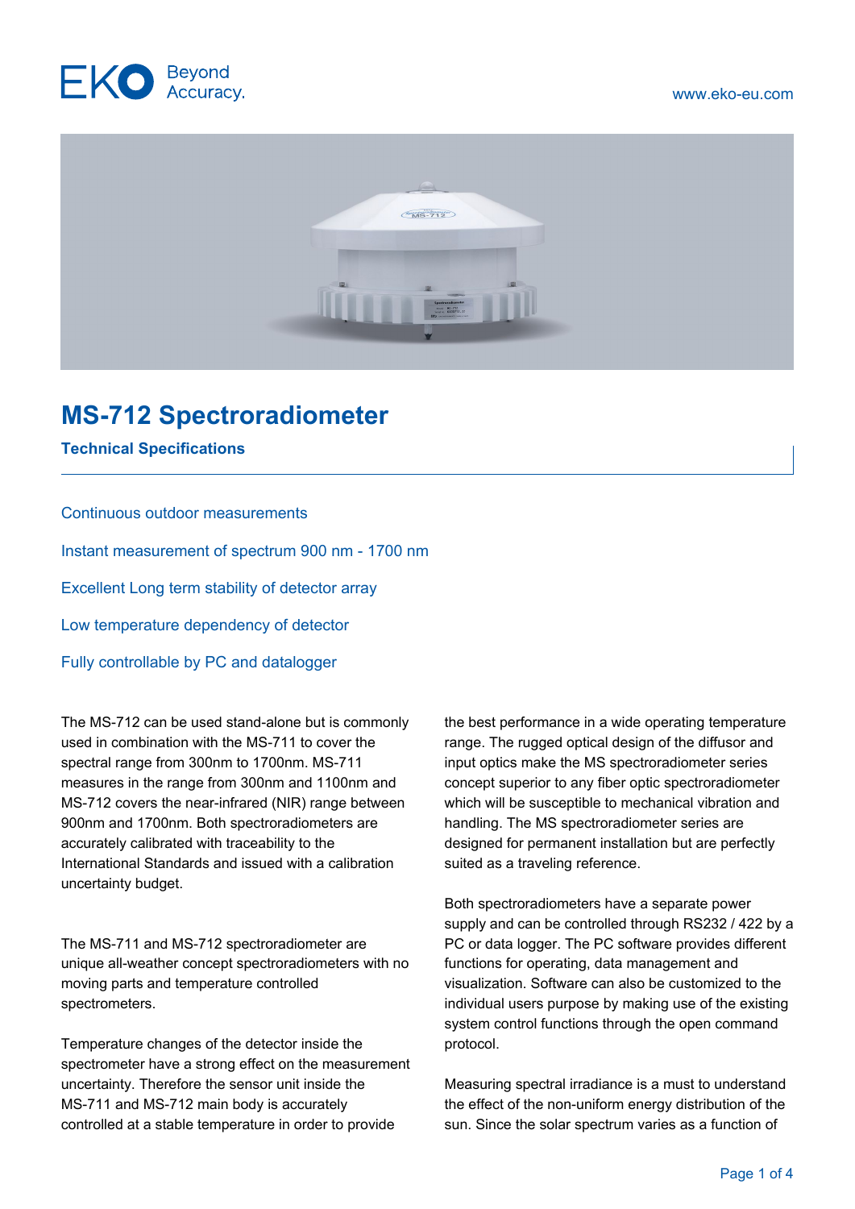# MS-712 Spectroradiometer

## Technical Specifications

Continuous outdoor measurements

Instant measurement of spectrum 900 nm - 1700 nm

Excellent Long term stability of detector array

Low temperature dependency of detector

Fully controllable by PC and datalogger

The MS-712 can be used stand-alone but is commonly used in combination with the MS-711 to cover the spectral range from 300nm to 1700nm. MS-711 measures in the range from 300nm and 1100nm and MS-712 covers the near-infrared (NIR) range between 900nm and 1700nm. Both spectroradiometers are accurately calibrated with traceability to the International Standards and issued with a calibration uncertainty budget.

The MS-711 and MS-712 spectroradiometer are unique all-weather concept spectroradiometers with no moving parts and temperature controlled spectrometers.

Temperature changes of the detector inside the spectrometer have a strong effect on the measurement uncertainty. Therefore the sensor unit inside the MS-711 and MS-712 main body is accurately controlled at a stable temperature in order to provide the best performance in a wide operating temperature range. The rugged optical design of the diffusor and input optics make the MS spectroradiometer series concept superior to any fiber optic spectroradiometer which will be susceptible to mechanical vibration and handling. The MS spectroradiometer series are designed for permanent installation but are perfectly suited as a traveling reference.

Both spectroradiometers have a separate power supply and can be controlled through RS232 / 422 by a PC or data logger. The PC software provides different functions for operating, data management and visualization. Software can also be customized to the individual users purpose by making use of the existing system control functions through the open command protocol.

Measuring spectral irradiance is a must to understand the effect of the non-uniform energy distribution of the sun. Since the solar spectrum varies as a function of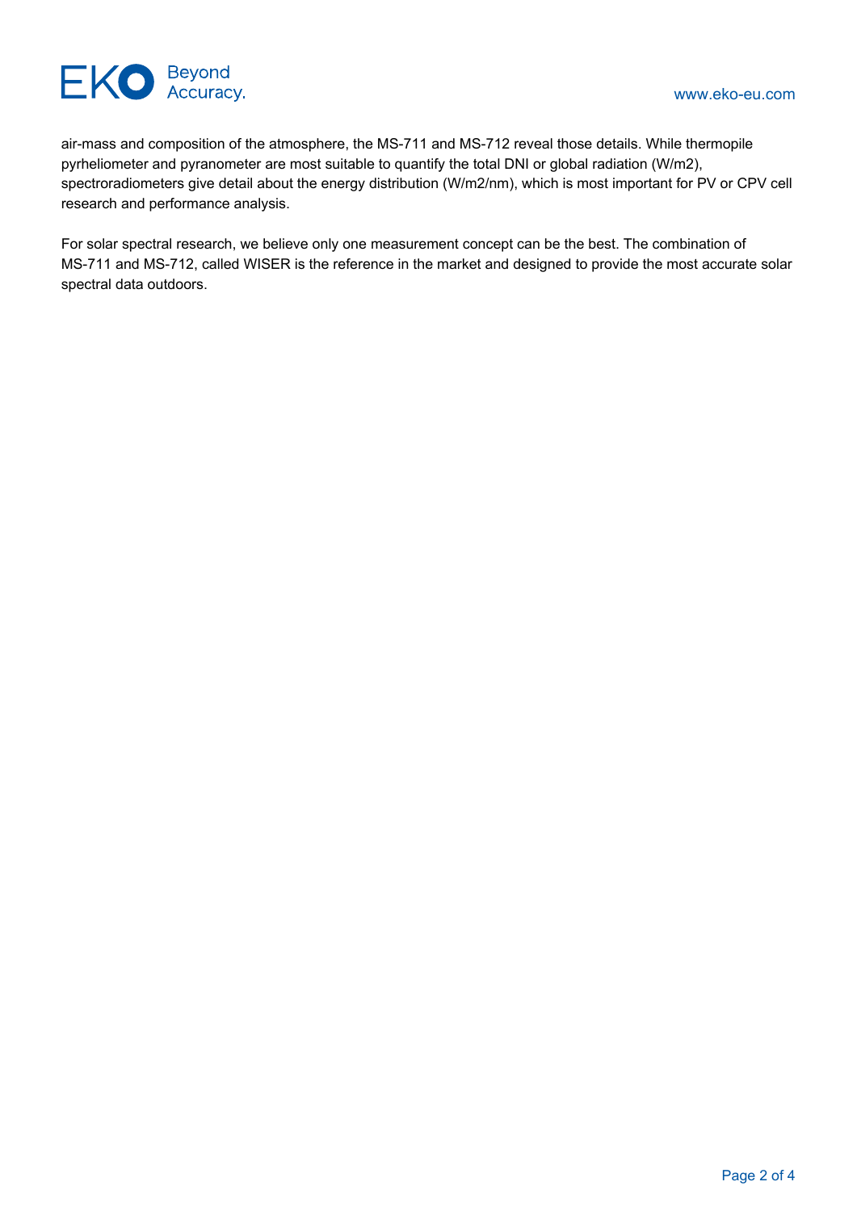air-mass and composition of the atmosphere, the MS-711 and MS-712 reveal those details. While thermopile pyrheliometer and pyranometer are most suitable to quantify the total DNI or global radiation (W/m2), spectroradiometers give detail about the energy distribution (W/m2/nm), which is most important for PV or CPV cell research and performance analysis.

For solar spectral research, we believe only one measurement concept can be the best. The combination of MS-711 and MS-712, called WISER is the reference in the market and designed to provide the most accurate solar spectral data outdoors.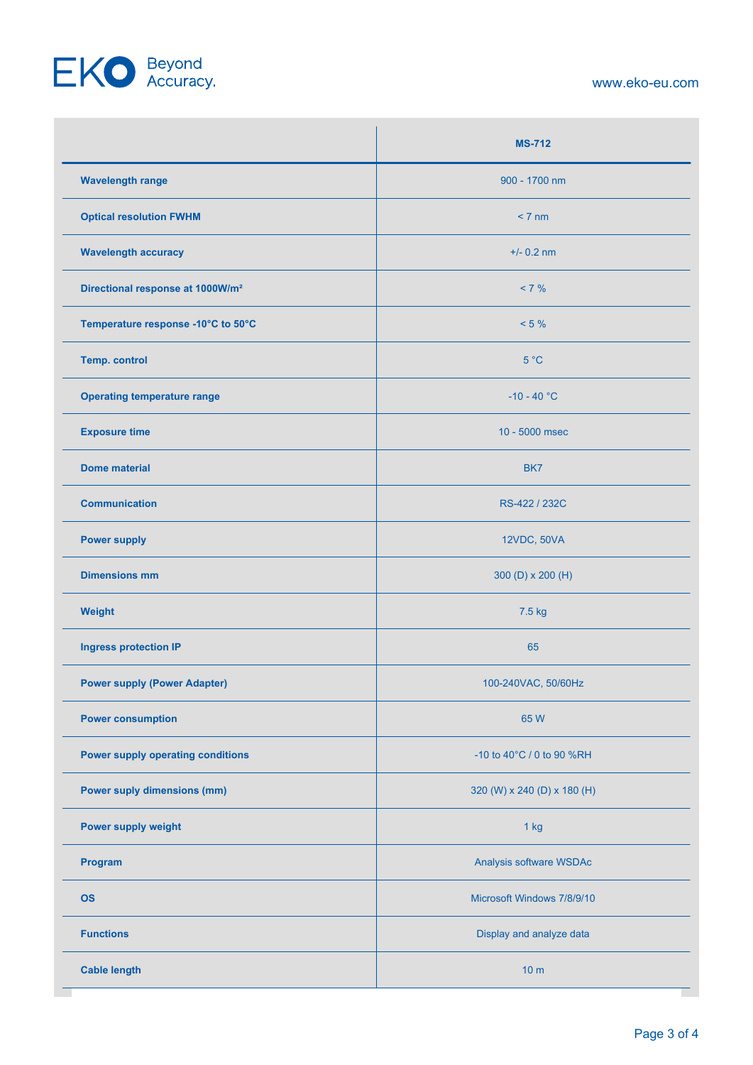| | MS-712 |
|---|---|
| **Wavelength range** | 900 - 1700 nm |
| **Optical resolution FWHM** | < 7 nm |
| **Wavelength accuracy** | +/- 0.2 nm |
| **Directional response at 1000W/m²** | < 7 % |
| **Temperature response -10°C to 50°C** | < 5 % |
| **Temp. control** | 5 °C |
| **Operating temperature range** | -10 - 40 °C |
| **Exposure time** | 10 - 5000 msec |
| **Dome material** | BK7 |
| **Communication** | RS-422 / 232C |
| **Power supply** | 12VDC, 50VA |
| **Dimensions mm** | 300 (D) x 200 (H) |
| **Weight** | 7.5 kg |
| **Ingress protection IP** | 65 |
| **Power supply (Power Adapter)** | 100-240VAC, 50/60Hz |
| **Power consumption** | 65 W |
| **Power supply operating conditions** | -10 to 40°C / 0 to 90 %RH |
| **Power suply dimensions (mm)** | 320 (W) x 240 (D) x 180 (H) |
| **Power supply weight** | 1 kg |
| **Program** | Analysis software WSDAc |
| **OS** | Microsoft Windows 7/8/9/10 |
| **Functions** | Display and analyze data |
| **Cable length** | 10 m |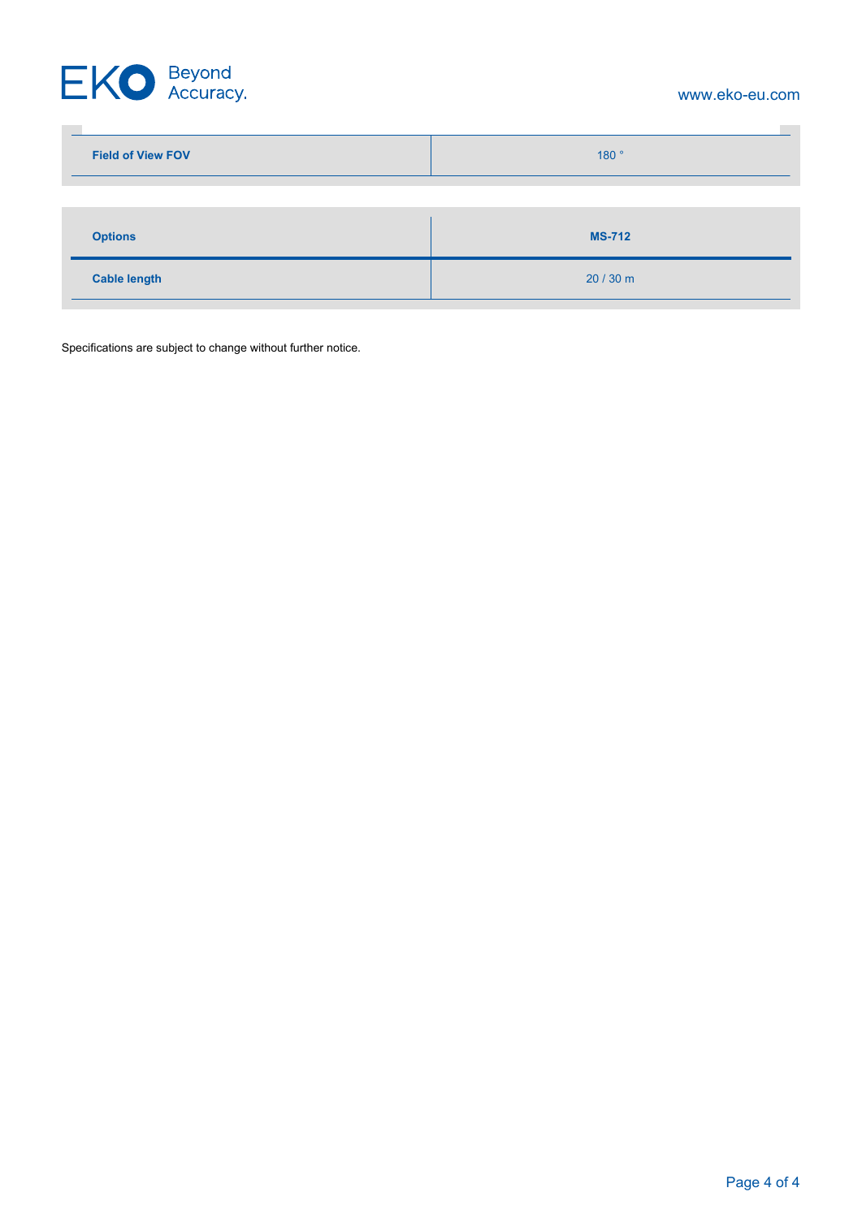| | |
|---|---|
| **Field of View FOV** | 180 ° |

| **Options** | **MS-712** |
|---|---|
| **Cable length** | 20 / 30 m |

Specifications are subject to change without further notice.